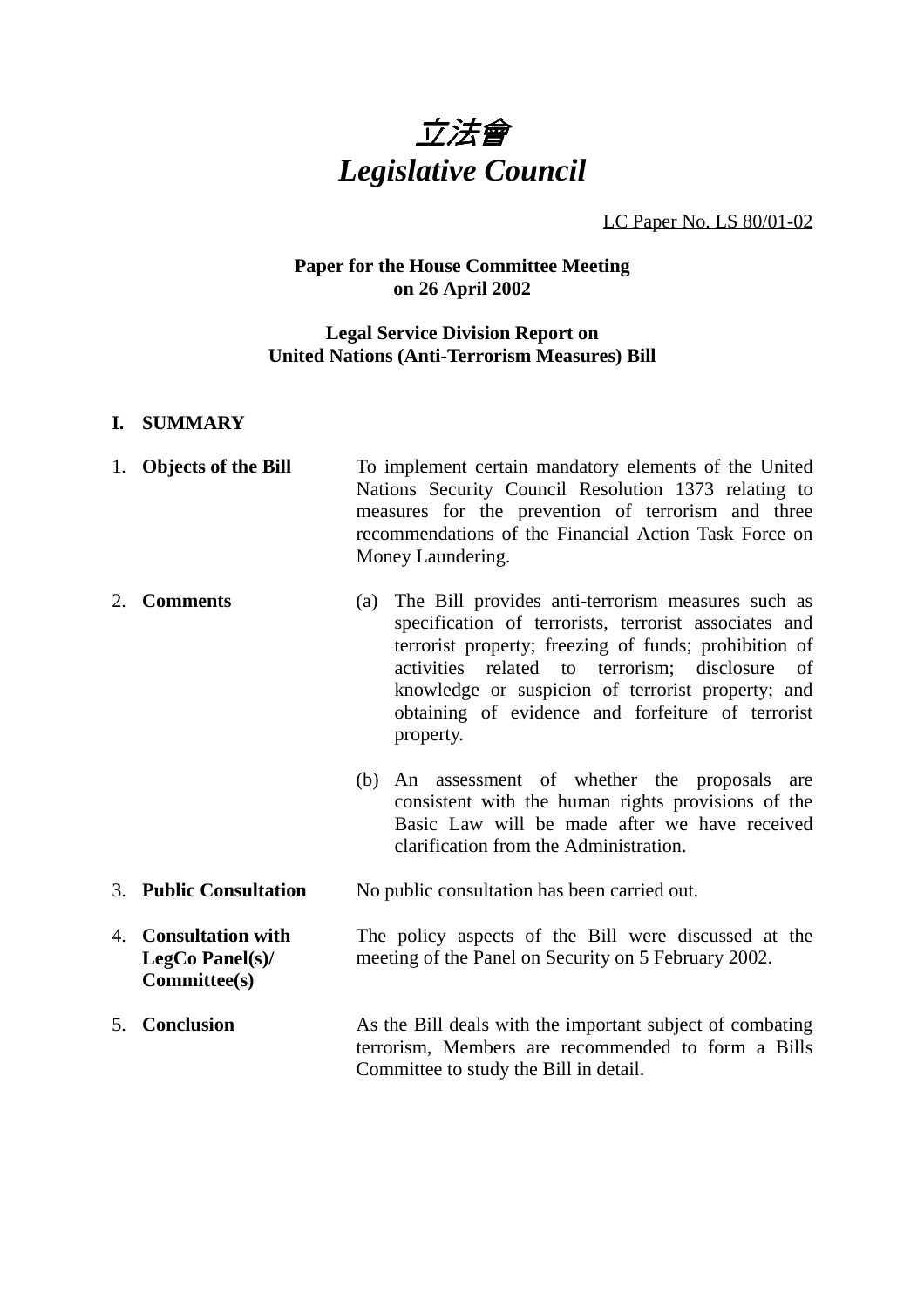# *立法會*
# *Legislative Council*

LC Paper No. LS 80/01-02

**Paper for the House Committee Meeting on 26 April 2002**

**Legal Service Division Report on United Nations (Anti-Terrorism Measures) Bill**

## I. SUMMARY

1. **Objects of the Bill**

   To implement certain mandatory elements of the United Nations Security Council Resolution 1373 relating to measures for the prevention of terrorism and three recommendations of the Financial Action Task Force on Money Laundering.

2. **Comments**

   (a) The Bill provides anti-terrorism measures such as specification of terrorists, terrorist associates and terrorist property; freezing of funds; prohibition of activities related to terrorism; disclosure of knowledge or suspicion of terrorist property; and obtaining of evidence and forfeiture of terrorist property.

   (b) An assessment of whether the proposals are consistent with the human rights provisions of the Basic Law will be made after we have received clarification from the Administration.

3. **Public Consultation**

   No public consultation has been carried out.

4. **Consultation with LegCo Panel(s)/ Committee(s)**

   The policy aspects of the Bill were discussed at the meeting of the Panel on Security on 5 February 2002.

5. **Conclusion**

   As the Bill deals with the important subject of combating terrorism, Members are recommended to form a Bills Committee to study the Bill in detail.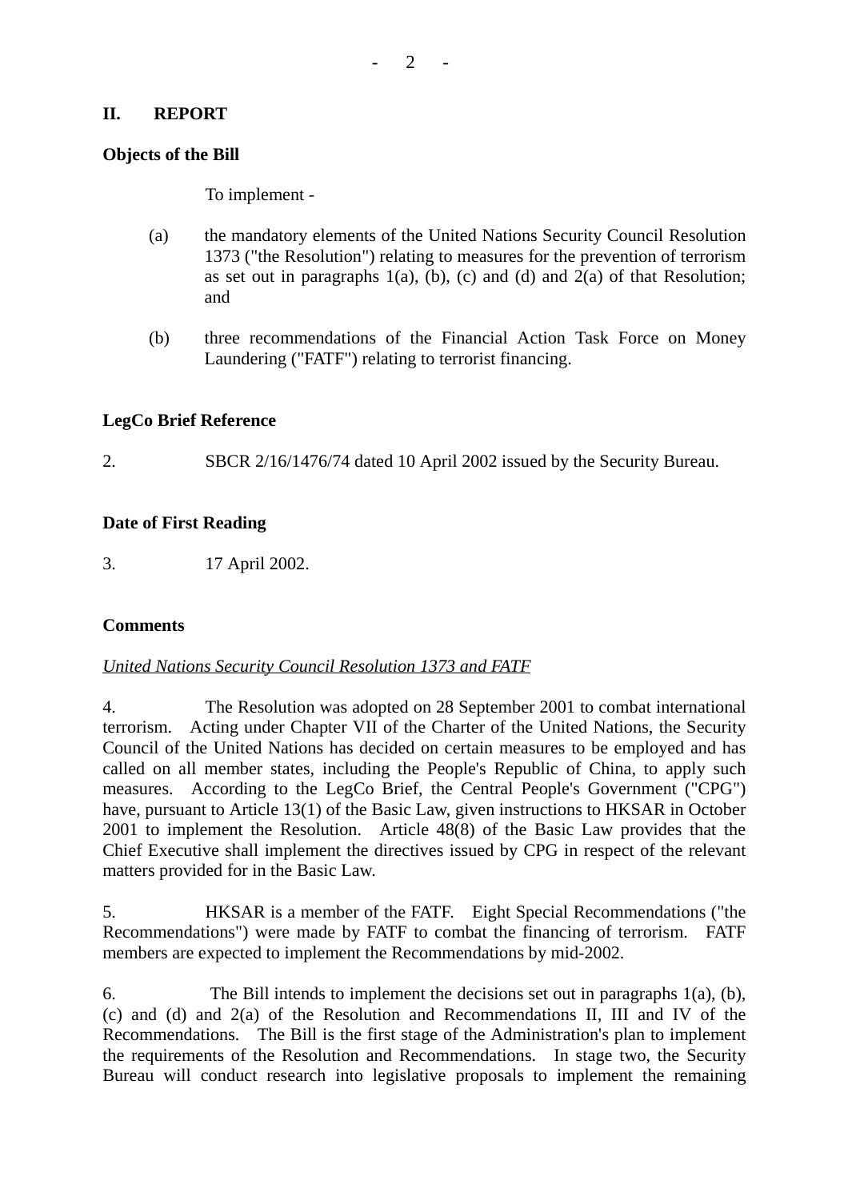## II. REPORT

**Objects of the Bill**

To implement -

(a) the mandatory elements of the United Nations Security Council Resolution 1373 ("the Resolution") relating to measures for the prevention of terrorism as set out in paragraphs 1(a), (b), (c) and (d) and 2(a) of that Resolution; and

(b) three recommendations of the Financial Action Task Force on Money Laundering ("FATF") relating to terrorist financing.

**LegCo Brief Reference**

2. SBCR 2/16/1476/74 dated 10 April 2002 issued by the Security Bureau.

**Date of First Reading**

3. 17 April 2002.

**Comments**

*United Nations Security Council Resolution 1373 and FATF*

4. The Resolution was adopted on 28 September 2001 to combat international terrorism. Acting under Chapter VII of the Charter of the United Nations, the Security Council of the United Nations has decided on certain measures to be employed and has called on all member states, including the People's Republic of China, to apply such measures. According to the LegCo Brief, the Central People's Government ("CPG") have, pursuant to Article 13(1) of the Basic Law, given instructions to HKSAR in October 2001 to implement the Resolution. Article 48(8) of the Basic Law provides that the Chief Executive shall implement the directives issued by CPG in respect of the relevant matters provided for in the Basic Law.

5. HKSAR is a member of the FATF. Eight Special Recommendations ("the Recommendations") were made by FATF to combat the financing of terrorism. FATF members are expected to implement the Recommendations by mid-2002.

6. The Bill intends to implement the decisions set out in paragraphs 1(a), (b), (c) and (d) and 2(a) of the Resolution and Recommendations II, III and IV of the Recommendations. The Bill is the first stage of the Administration's plan to implement the requirements of the Resolution and Recommendations. In stage two, the Security Bureau will conduct research into legislative proposals to implement the remaining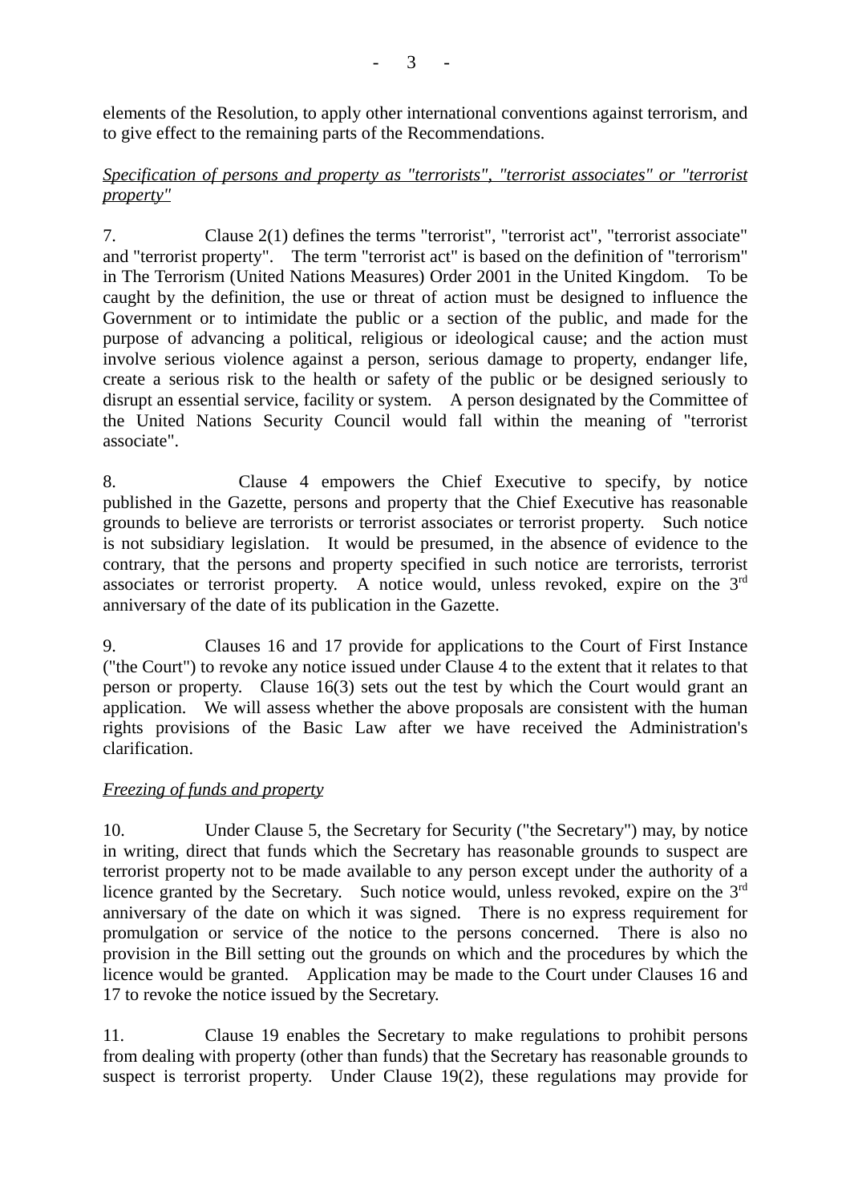elements of the Resolution, to apply other international conventions against terrorism, and to give effect to the remaining parts of the Recommendations.

*Specification of persons and property as "terrorists", "terrorist associates" or "terrorist property"*

7. Clause 2(1) defines the terms "terrorist", "terrorist act", "terrorist associate" and "terrorist property". The term "terrorist act" is based on the definition of "terrorism" in The Terrorism (United Nations Measures) Order 2001 in the United Kingdom. To be caught by the definition, the use or threat of action must be designed to influence the Government or to intimidate the public or a section of the public, and made for the purpose of advancing a political, religious or ideological cause; and the action must involve serious violence against a person, serious damage to property, endanger life, create a serious risk to the health or safety of the public or be designed seriously to disrupt an essential service, facility or system. A person designated by the Committee of the United Nations Security Council would fall within the meaning of "terrorist associate".

8. Clause 4 empowers the Chief Executive to specify, by notice published in the Gazette, persons and property that the Chief Executive has reasonable grounds to believe are terrorists or terrorist associates or terrorist property. Such notice is not subsidiary legislation. It would be presumed, in the absence of evidence to the contrary, that the persons and property specified in such notice are terrorists, terrorist associates or terrorist property. A notice would, unless revoked, expire on the 3rd anniversary of the date of its publication in the Gazette.

9. Clauses 16 and 17 provide for applications to the Court of First Instance ("the Court") to revoke any notice issued under Clause 4 to the extent that it relates to that person or property. Clause 16(3) sets out the test by which the Court would grant an application. We will assess whether the above proposals are consistent with the human rights provisions of the Basic Law after we have received the Administration's clarification.

*Freezing of funds and property*

10. Under Clause 5, the Secretary for Security ("the Secretary") may, by notice in writing, direct that funds which the Secretary has reasonable grounds to suspect are terrorist property not to be made available to any person except under the authority of a licence granted by the Secretary. Such notice would, unless revoked, expire on the 3rd anniversary of the date on which it was signed. There is no express requirement for promulgation or service of the notice to the persons concerned. There is also no provision in the Bill setting out the grounds on which and the procedures by which the licence would be granted. Application may be made to the Court under Clauses 16 and 17 to revoke the notice issued by the Secretary.

11. Clause 19 enables the Secretary to make regulations to prohibit persons from dealing with property (other than funds) that the Secretary has reasonable grounds to suspect is terrorist property. Under Clause 19(2), these regulations may provide for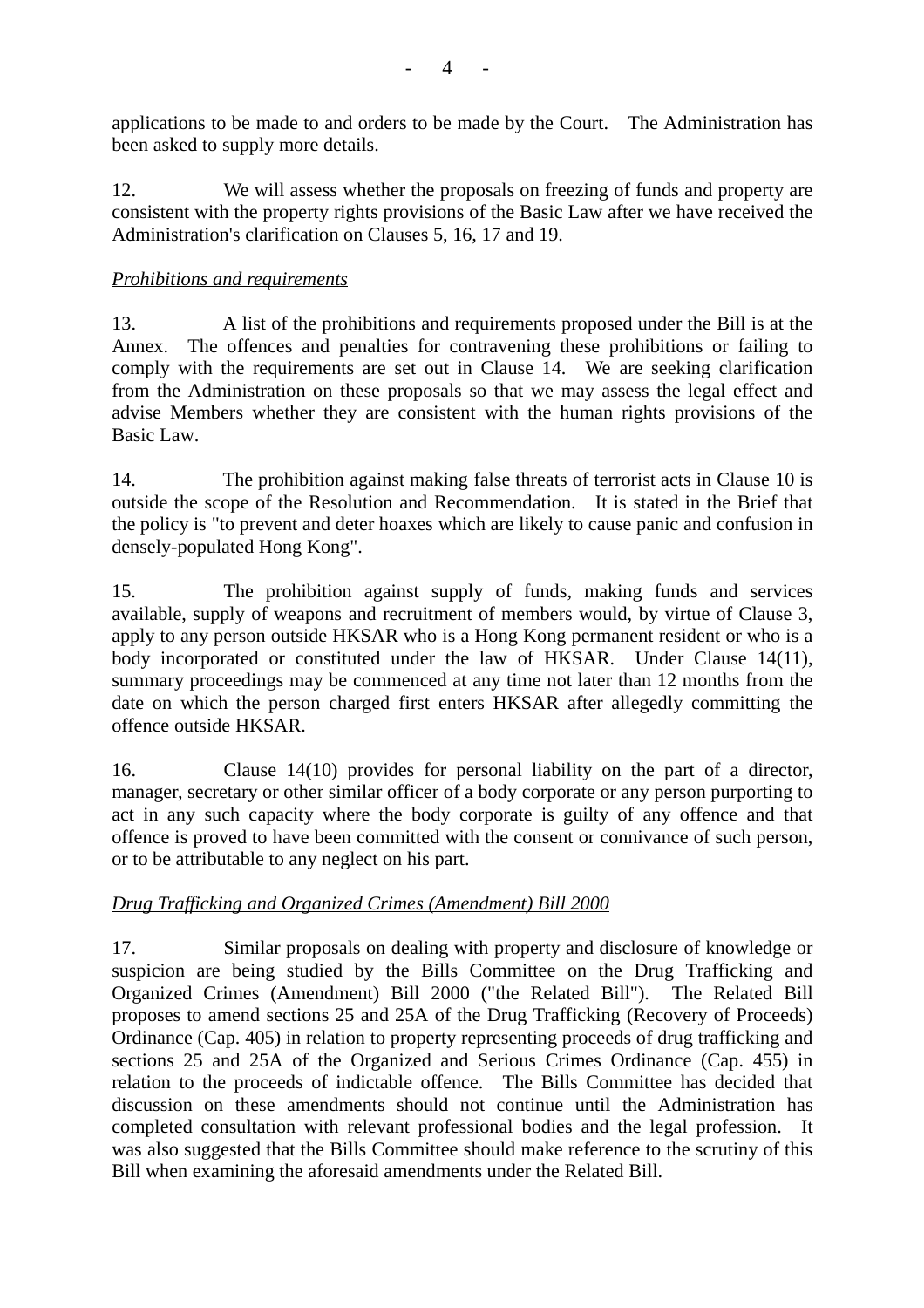applications to be made to and orders to be made by the Court. The Administration has been asked to supply more details.

12. We will assess whether the proposals on freezing of funds and property are consistent with the property rights provisions of the Basic Law after we have received the Administration's clarification on Clauses 5, 16, 17 and 19.

*Prohibitions and requirements*

13. A list of the prohibitions and requirements proposed under the Bill is at the Annex. The offences and penalties for contravening these prohibitions or failing to comply with the requirements are set out in Clause 14. We are seeking clarification from the Administration on these proposals so that we may assess the legal effect and advise Members whether they are consistent with the human rights provisions of the Basic Law.

14. The prohibition against making false threats of terrorist acts in Clause 10 is outside the scope of the Resolution and Recommendation. It is stated in the Brief that the policy is "to prevent and deter hoaxes which are likely to cause panic and confusion in densely-populated Hong Kong".

15. The prohibition against supply of funds, making funds and services available, supply of weapons and recruitment of members would, by virtue of Clause 3, apply to any person outside HKSAR who is a Hong Kong permanent resident or who is a body incorporated or constituted under the law of HKSAR. Under Clause 14(11), summary proceedings may be commenced at any time not later than 12 months from the date on which the person charged first enters HKSAR after allegedly committing the offence outside HKSAR.

16. Clause 14(10) provides for personal liability on the part of a director, manager, secretary or other similar officer of a body corporate or any person purporting to act in any such capacity where the body corporate is guilty of any offence and that offence is proved to have been committed with the consent or connivance of such person, or to be attributable to any neglect on his part.

*Drug Trafficking and Organized Crimes (Amendment) Bill 2000*

17. Similar proposals on dealing with property and disclosure of knowledge or suspicion are being studied by the Bills Committee on the Drug Trafficking and Organized Crimes (Amendment) Bill 2000 ("the Related Bill"). The Related Bill proposes to amend sections 25 and 25A of the Drug Trafficking (Recovery of Proceeds) Ordinance (Cap. 405) in relation to property representing proceeds of drug trafficking and sections 25 and 25A of the Organized and Serious Crimes Ordinance (Cap. 455) in relation to the proceeds of indictable offence. The Bills Committee has decided that discussion on these amendments should not continue until the Administration has completed consultation with relevant professional bodies and the legal profession. It was also suggested that the Bills Committee should make reference to the scrutiny of this Bill when examining the aforesaid amendments under the Related Bill.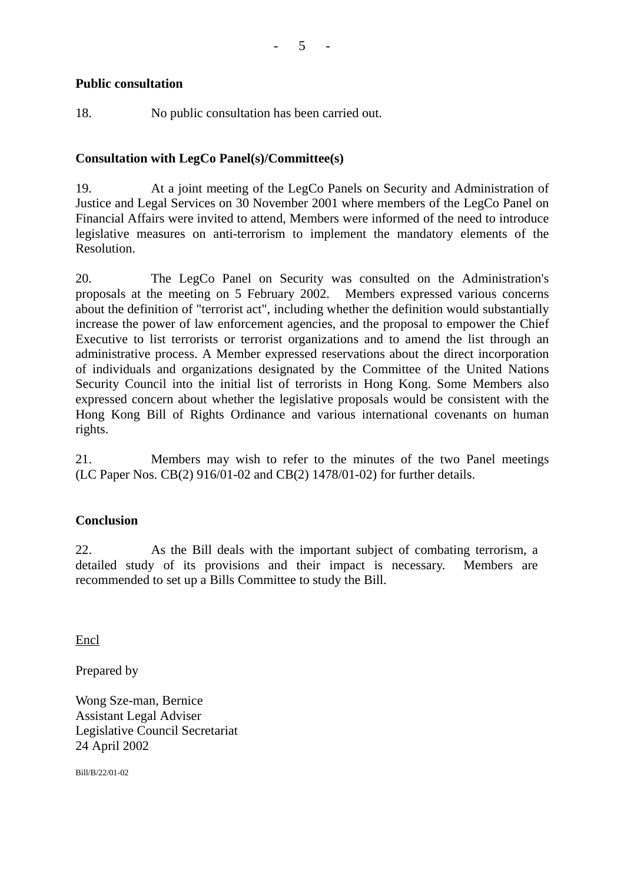**Public consultation**

18. No public consultation has been carried out.

**Consultation with LegCo Panel(s)/Committee(s)**

19. At a joint meeting of the LegCo Panels on Security and Administration of Justice and Legal Services on 30 November 2001 where members of the LegCo Panel on Financial Affairs were invited to attend, Members were informed of the need to introduce legislative measures on anti-terrorism to implement the mandatory elements of the Resolution.

20. The LegCo Panel on Security was consulted on the Administration's proposals at the meeting on 5 February 2002. Members expressed various concerns about the definition of "terrorist act", including whether the definition would substantially increase the power of law enforcement agencies, and the proposal to empower the Chief Executive to list terrorists or terrorist organizations and to amend the list through an administrative process. A Member expressed reservations about the direct incorporation of individuals and organizations designated by the Committee of the United Nations Security Council into the initial list of terrorists in Hong Kong. Some Members also expressed concern about whether the legislative proposals would be consistent with the Hong Kong Bill of Rights Ordinance and various international covenants on human rights.

21. Members may wish to refer to the minutes of the two Panel meetings (LC Paper Nos. CB(2) 916/01-02 and CB(2) 1478/01-02) for further details.

**Conclusion**

22. As the Bill deals with the important subject of combating terrorism, a detailed study of its provisions and their impact is necessary. Members are recommended to set up a Bills Committee to study the Bill.

Encl

Prepared by

Wong Sze-man, Bernice
Assistant Legal Adviser
Legislative Council Secretariat
24 April 2002

Bill/B/22/01-02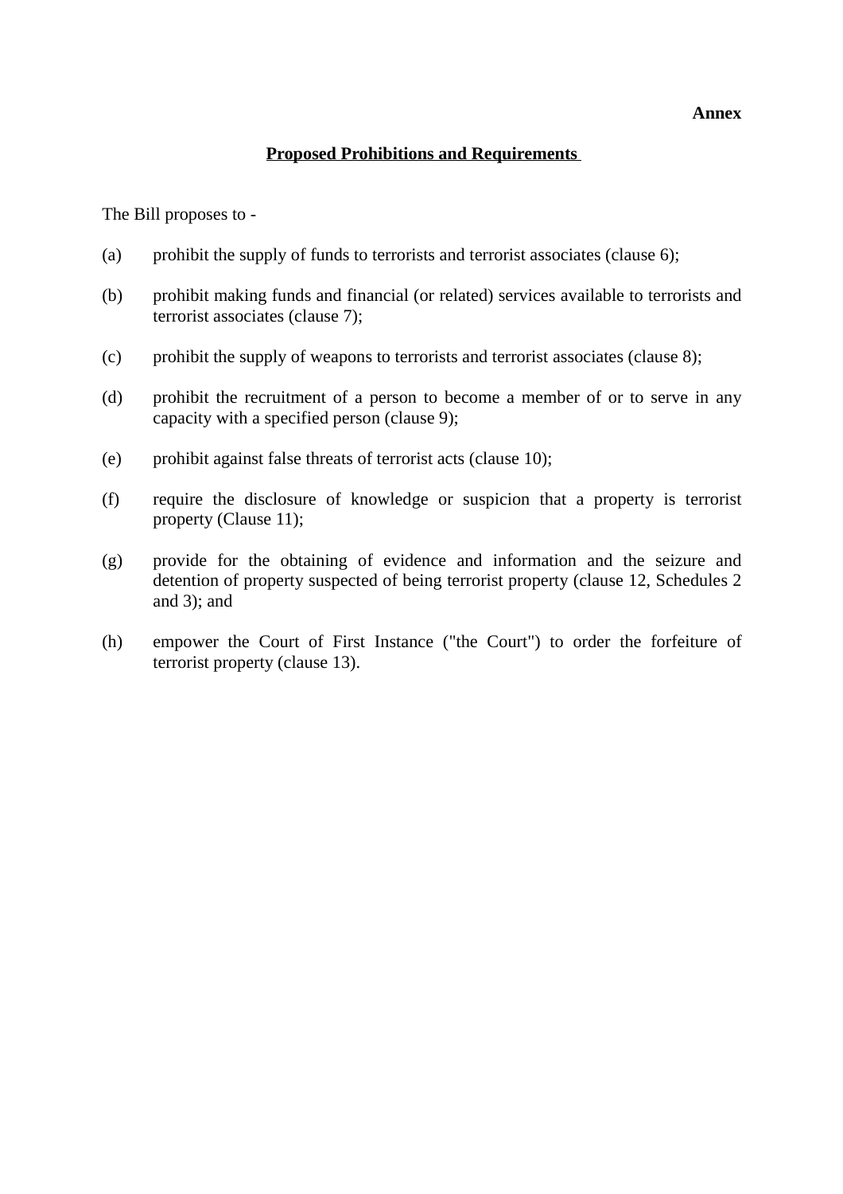**Annex**

**Proposed Prohibitions and Requirements**

The Bill proposes to -

(a) prohibit the supply of funds to terrorists and terrorist associates (clause 6);

(b) prohibit making funds and financial (or related) services available to terrorists and terrorist associates (clause 7);

(c) prohibit the supply of weapons to terrorists and terrorist associates (clause 8);

(d) prohibit the recruitment of a person to become a member of or to serve in any capacity with a specified person (clause 9);

(e) prohibit against false threats of terrorist acts (clause 10);

(f) require the disclosure of knowledge or suspicion that a property is terrorist property (Clause 11);

(g) provide for the obtaining of evidence and information and the seizure and detention of property suspected of being terrorist property (clause 12, Schedules 2 and 3); and

(h) empower the Court of First Instance ("the Court") to order the forfeiture of terrorist property (clause 13).